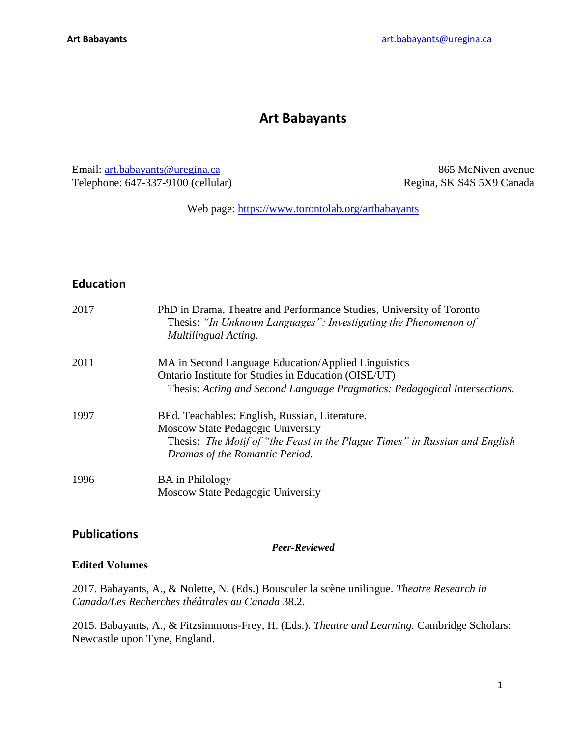# Art Babayants

Email: [art.babayants@uregina.ca](mailto:art.babayants@uregina.ca)
Telephone: 647-337-9100 (cellular)

865 McNiven avenue
Regina, SK S4S 5X9 Canada

Web page: [https://www.torontolab.org/artbabayants](https://www.torontolab.org/artbabayants)

## Education

**2017**
PhD in Drama, Theatre and Performance Studies, University of Toronto
Thesis: *"In Unknown Languages": Investigating the Phenomenon of Multilingual Acting.*

**2011**
MA in Second Language Education/Applied Linguistics
Ontario Institute for Studies in Education (OISE/UT)
Thesis: *Acting and Second Language Pragmatics: Pedagogical Intersections.*

**1997**
BEd. Teachables: English, Russian, Literature.
Moscow State Pedagogic University
Thesis: *The Motif of "the Feast in the Plague Times" in Russian and English Dramas of the Romantic Period.*

**1996**
BA in Philology
Moscow State Pedagogic University

## Publications

***Peer-Reviewed***

**Edited Volumes**

2017. Babayants, A., & Nolette, N. (Eds.) Bousculer la scène unilingue. *Theatre Research in Canada/Les Recherches théâtrales au Canada* 38.2.

2015. Babayants, A., & Fitzsimmons-Frey, H. (Eds.). *Theatre and Learning.* Cambridge Scholars: Newcastle upon Tyne, England.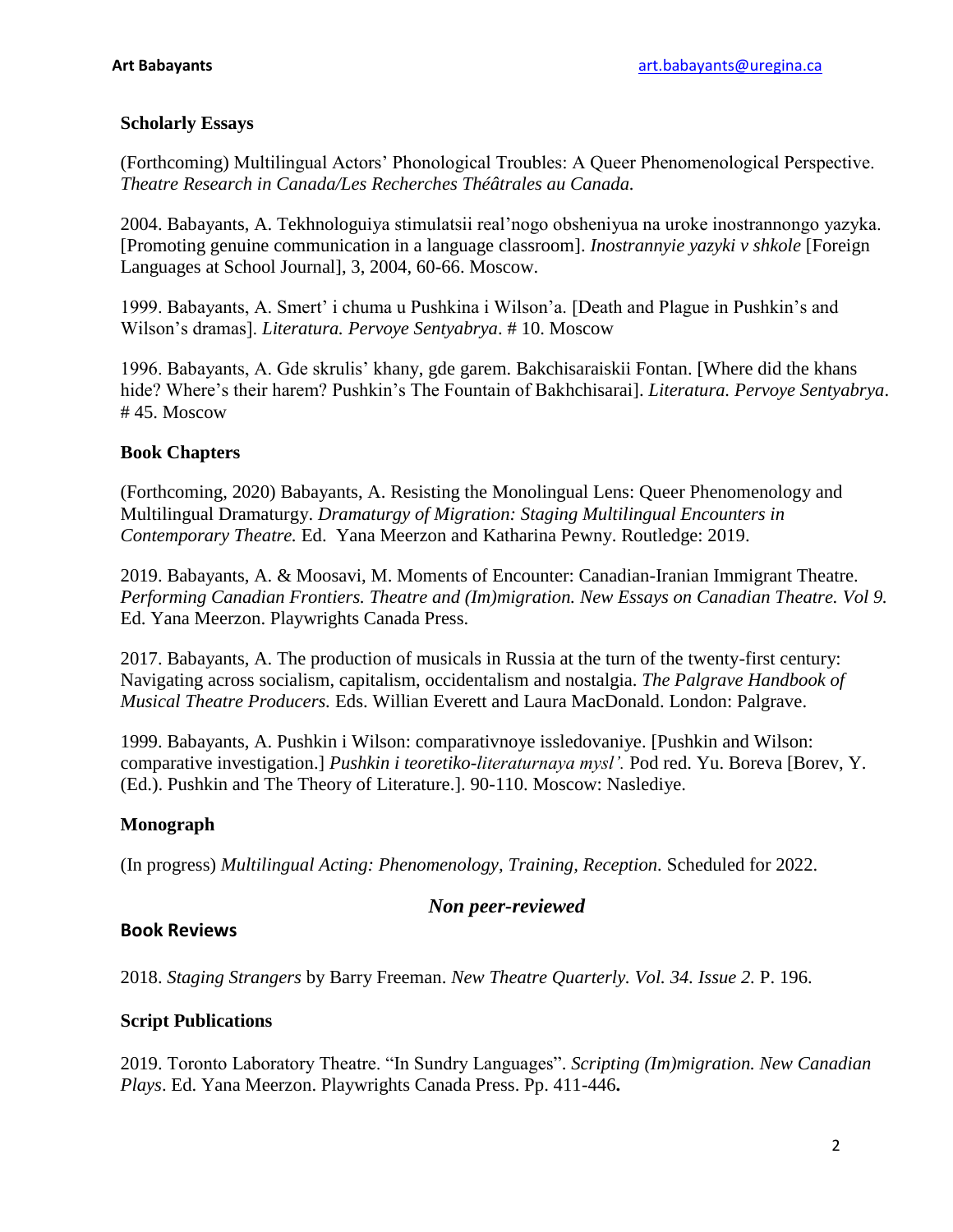### Scholarly Essays

(Forthcoming) Multilingual Actors' Phonological Troubles: A Queer Phenomenological Perspective. *Theatre Research in Canada/Les Recherches Théâtrales au Canada.*

2004. Babayants, A. Tekhnologuiya stimulatsii real'nogo obsheniyua na uroke inostrannongo yazyka. [Promoting genuine communication in a language classroom]. *Inostrannyie yazyki v shkole* [Foreign Languages at School Journal], 3, 2004, 60-66. Moscow.

1999. Babayants, A. Smert' i chuma u Pushkina i Wilson'a. [Death and Plague in Pushkin's and Wilson's dramas]. *Literatura. Pervoye Sentyabrya*. # 10. Moscow

1996. Babayants, A. Gde skrulis' khany, gde garem. Bakchisaraiskii Fontan. [Where did the khans hide? Where's their harem? Pushkin's The Fountain of Bakhchisarai]. *Literatura. Pervoye Sentyabrya*. # 45. Moscow

### Book Chapters

(Forthcoming, 2020) Babayants, A. Resisting the Monolingual Lens: Queer Phenomenology and Multilingual Dramaturgy. *Dramaturgy of Migration: Staging Multilingual Encounters in Contemporary Theatre.* Ed. Yana Meerzon and Katharina Pewny. Routledge: 2019.

2019. Babayants, A. & Moosavi, M. Moments of Encounter: Canadian-Iranian Immigrant Theatre. *Performing Canadian Frontiers. Theatre and (Im)migration. New Essays on Canadian Theatre. Vol 9.* Ed. Yana Meerzon. Playwrights Canada Press.

2017. Babayants, A. The production of musicals in Russia at the turn of the twenty-first century: Navigating across socialism, capitalism, occidentalism and nostalgia. *The Palgrave Handbook of Musical Theatre Producers.* Eds. Willian Everett and Laura MacDonald. London: Palgrave.

1999. Babayants, A. Pushkin i Wilson: comparativnoye issledovaniye. [Pushkin and Wilson: comparative investigation.] *Pushkin i teoretiko-literaturnaya mysl'.* Pod red. Yu. Boreva [Borev, Y. (Ed.). Pushkin and The Theory of Literature.]. 90-110. Moscow: Naslediye.

### Monograph

(In progress) *Multilingual Acting: Phenomenology, Training, Reception.* Scheduled for 2022.

## *Non peer-reviewed*

### Book Reviews

2018. *Staging Strangers* by Barry Freeman. *New Theatre Quarterly. Vol. 34. Issue 2.* P. 196.

### Script Publications

2019. Toronto Laboratory Theatre. "In Sundry Languages". *Scripting (Im)migration. New Canadian Plays*. Ed. Yana Meerzon. Playwrights Canada Press. Pp. 411-446**.**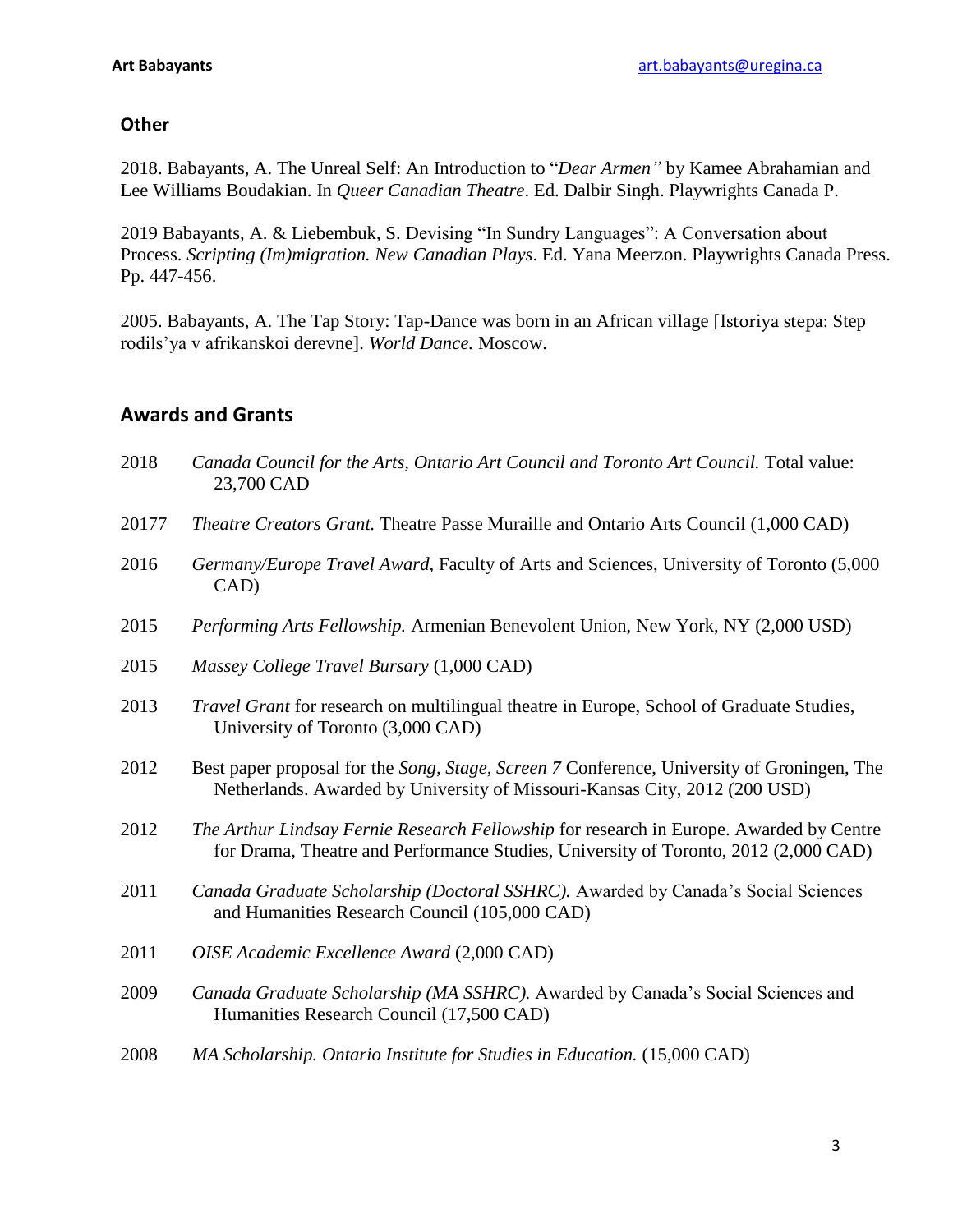## Other

2018. Babayants, A. The Unreal Self: An Introduction to "*Dear Armen"* by Kamee Abrahamian and Lee Williams Boudakian. In *Queer Canadian Theatre*. Ed. Dalbir Singh. Playwrights Canada P.

2019 Babayants, A. & Liebembuk, S. Devising "In Sundry Languages": A Conversation about Process. *Scripting (Im)migration. New Canadian Plays*. Ed. Yana Meerzon. Playwrights Canada Press. Pp. 447-456.

2005. Babayants, A. The Tap Story: Tap-Dance was born in an African village [Istoriya stepa: Step rodils'ya v afrikanskoi derevne]. *World Dance.* Moscow.

## Awards and Grants

2018 *Canada Council for the Arts, Ontario Art Council and Toronto Art Council.* Total value: 23,700 CAD

20177 *Theatre Creators Grant.* Theatre Passe Muraille and Ontario Arts Council (1,000 CAD)

2016 *Germany/Europe Travel Award*, Faculty of Arts and Sciences, University of Toronto (5,000 CAD)

2015 *Performing Arts Fellowship.* Armenian Benevolent Union, New York, NY (2,000 USD)

2015 *Massey College Travel Bursary* (1,000 CAD)

2013 *Travel Grant* for research on multilingual theatre in Europe, School of Graduate Studies, University of Toronto (3,000 CAD)

2012 Best paper proposal for the *Song, Stage, Screen 7* Conference, University of Groningen, The Netherlands. Awarded by University of Missouri-Kansas City, 2012 (200 USD)

2012 *The Arthur Lindsay Fernie Research Fellowship* for research in Europe. Awarded by Centre for Drama, Theatre and Performance Studies, University of Toronto, 2012 (2,000 CAD)

2011 *Canada Graduate Scholarship (Doctoral SSHRC).* Awarded by Canada's Social Sciences and Humanities Research Council (105,000 CAD)

2011 *OISE Academic Excellence Award* (2,000 CAD)

2009 *Canada Graduate Scholarship (MA SSHRC).* Awarded by Canada's Social Sciences and Humanities Research Council (17,500 CAD)

2008 *MA Scholarship. Ontario Institute for Studies in Education.* (15,000 CAD)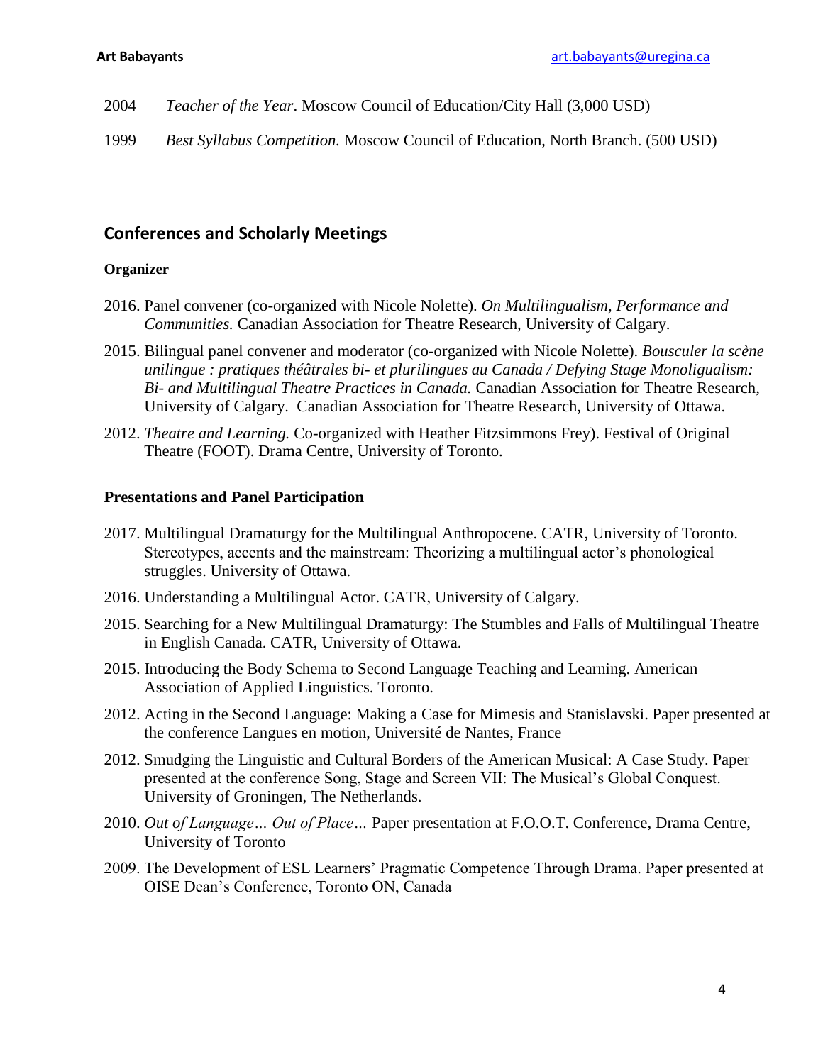2004 *Teacher of the Year*. Moscow Council of Education/City Hall (3,000 USD)

1999 *Best Syllabus Competition.* Moscow Council of Education, North Branch. (500 USD)

## Conferences and Scholarly Meetings

### Organizer

2016. Panel convener (co-organized with Nicole Nolette). *On Multilingualism, Performance and Communities.* Canadian Association for Theatre Research, University of Calgary.

2015. Bilingual panel convener and moderator (co-organized with Nicole Nolette). *Bousculer la scène unilingue : pratiques théâtrales bi- et plurilingues au Canada / Defying Stage Monoligualism: Bi- and Multilingual Theatre Practices in Canada.* Canadian Association for Theatre Research, University of Calgary. Canadian Association for Theatre Research, University of Ottawa.

2012. *Theatre and Learning.* Co-organized with Heather Fitzsimmons Frey). Festival of Original Theatre (FOOT). Drama Centre, University of Toronto.

### Presentations and Panel Participation

2017. Multilingual Dramaturgy for the Multilingual Anthropocene. CATR, University of Toronto. Stereotypes, accents and the mainstream: Theorizing a multilingual actor's phonological struggles. University of Ottawa.

2016. Understanding a Multilingual Actor. CATR, University of Calgary.

2015. Searching for a New Multilingual Dramaturgy: The Stumbles and Falls of Multilingual Theatre in English Canada. CATR, University of Ottawa.

2015. Introducing the Body Schema to Second Language Teaching and Learning. American Association of Applied Linguistics. Toronto.

2012. Acting in the Second Language: Making a Case for Mimesis and Stanislavski. Paper presented at the conference Langues en motion, Université de Nantes, France

2012. Smudging the Linguistic and Cultural Borders of the American Musical: A Case Study. Paper presented at the conference Song, Stage and Screen VII: The Musical's Global Conquest. University of Groningen, The Netherlands.

2010. *Out of Language… Out of Place…* Paper presentation at F.O.O.T. Conference, Drama Centre, University of Toronto

2009. The Development of ESL Learners' Pragmatic Competence Through Drama. Paper presented at OISE Dean's Conference, Toronto ON, Canada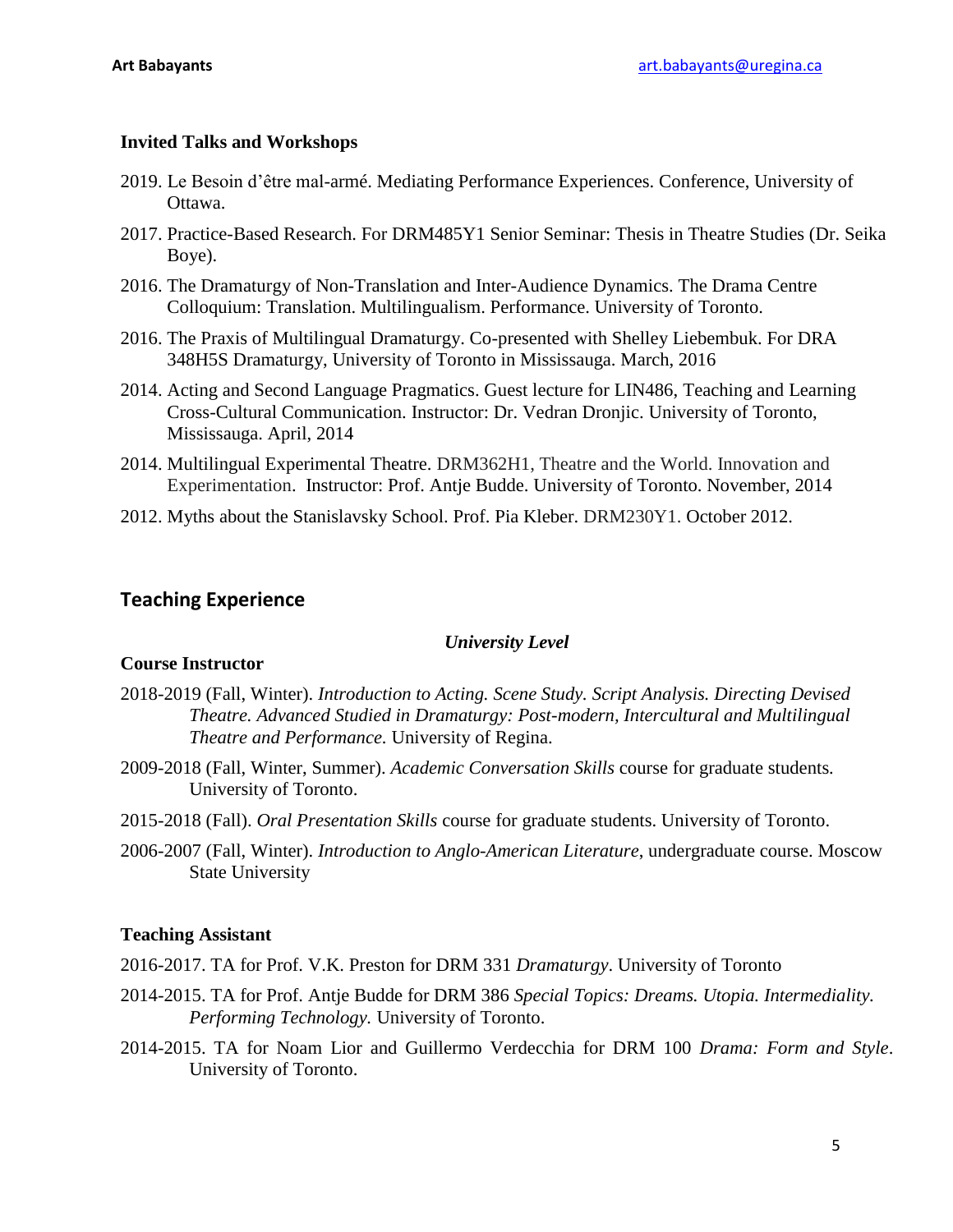### Invited Talks and Workshops

2019. Le Besoin d'être mal-armé. Mediating Performance Experiences. Conference, University of Ottawa.

2017. Practice-Based Research. For DRM485Y1 Senior Seminar: Thesis in Theatre Studies (Dr. Seika Boye).

2016. The Dramaturgy of Non-Translation and Inter-Audience Dynamics. The Drama Centre Colloquium: Translation. Multilingualism. Performance. University of Toronto.

2016. The Praxis of Multilingual Dramaturgy. Co-presented with Shelley Liebembuk. For DRA 348H5S Dramaturgy, University of Toronto in Mississauga. March, 2016

2014. Acting and Second Language Pragmatics. Guest lecture for LIN486, Teaching and Learning Cross-Cultural Communication. Instructor: Dr. Vedran Dronjic. University of Toronto, Mississauga. April, 2014

2014. Multilingual Experimental Theatre. DRM362H1, Theatre and the World. Innovation and Experimentation. Instructor: Prof. Antje Budde. University of Toronto. November, 2014

2012. Myths about the Stanislavsky School. Prof. Pia Kleber. DRM230Y1. October 2012.

## Teaching Experience

***University Level***

### Course Instructor

2018-2019 (Fall, Winter). *Introduction to Acting. Scene Study. Script Analysis. Directing Devised Theatre. Advanced Studied in Dramaturgy: Post-modern, Intercultural and Multilingual Theatre and Performance.* University of Regina.

2009-2018 (Fall, Winter, Summer). *Academic Conversation Skills* course for graduate students. University of Toronto.

2015-2018 (Fall). *Oral Presentation Skills* course for graduate students. University of Toronto.

2006-2007 (Fall, Winter). *Introduction to Anglo-American Literature*, undergraduate course. Moscow State University

### Teaching Assistant

2016-2017. TA for Prof. V.K. Preston for DRM 331 *Dramaturgy*. University of Toronto

2014-2015. TA for Prof. Antje Budde for DRM 386 *Special Topics: Dreams. Utopia. Intermediality. Performing Technology.* University of Toronto.

2014-2015. TA for Noam Lior and Guillermo Verdecchia for DRM 100 *Drama: Form and Style*. University of Toronto.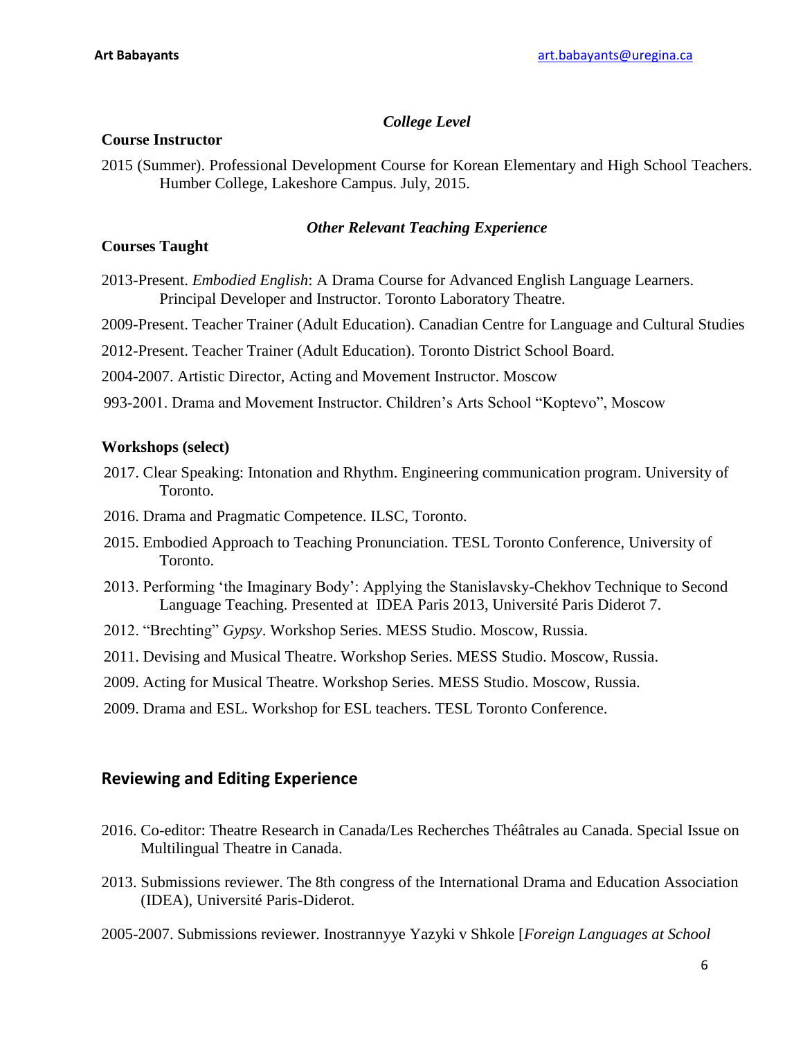### *College Level*

**Course Instructor**

2015 (Summer). Professional Development Course for Korean Elementary and High School Teachers. Humber College, Lakeshore Campus. July, 2015.

### *Other Relevant Teaching Experience*

**Courses Taught**

2013-Present. *Embodied English*: A Drama Course for Advanced English Language Learners. Principal Developer and Instructor. Toronto Laboratory Theatre.

2009-Present. Teacher Trainer (Adult Education). Canadian Centre for Language and Cultural Studies

2012-Present. Teacher Trainer (Adult Education). Toronto District School Board.

2004-2007. Artistic Director, Acting and Movement Instructor. Moscow

993-2001. Drama and Movement Instructor. Children's Arts School "Koptevo", Moscow

**Workshops (select)**

2017. Clear Speaking: Intonation and Rhythm. Engineering communication program. University of Toronto.

2016. Drama and Pragmatic Competence. ILSC, Toronto.

2015. Embodied Approach to Teaching Pronunciation. TESL Toronto Conference, University of Toronto.

2013. Performing 'the Imaginary Body': Applying the Stanislavsky-Chekhov Technique to Second Language Teaching. Presented at IDEA Paris 2013, Université Paris Diderot 7.

2012. "Brechting" *Gypsy*. Workshop Series. MESS Studio. Moscow, Russia.

2011. Devising and Musical Theatre. Workshop Series. MESS Studio. Moscow, Russia.

2009. Acting for Musical Theatre. Workshop Series. MESS Studio. Moscow, Russia.

2009. Drama and ESL. Workshop for ESL teachers. TESL Toronto Conference.

## Reviewing and Editing Experience

2016. Co-editor: Theatre Research in Canada/Les Recherches Théâtrales au Canada. Special Issue on Multilingual Theatre in Canada.

2013. Submissions reviewer. The 8th congress of the International Drama and Education Association (IDEA), Université Paris-Diderot.

2005-2007. Submissions reviewer. Inostrannyye Yazyki v Shkole [*Foreign Languages at School*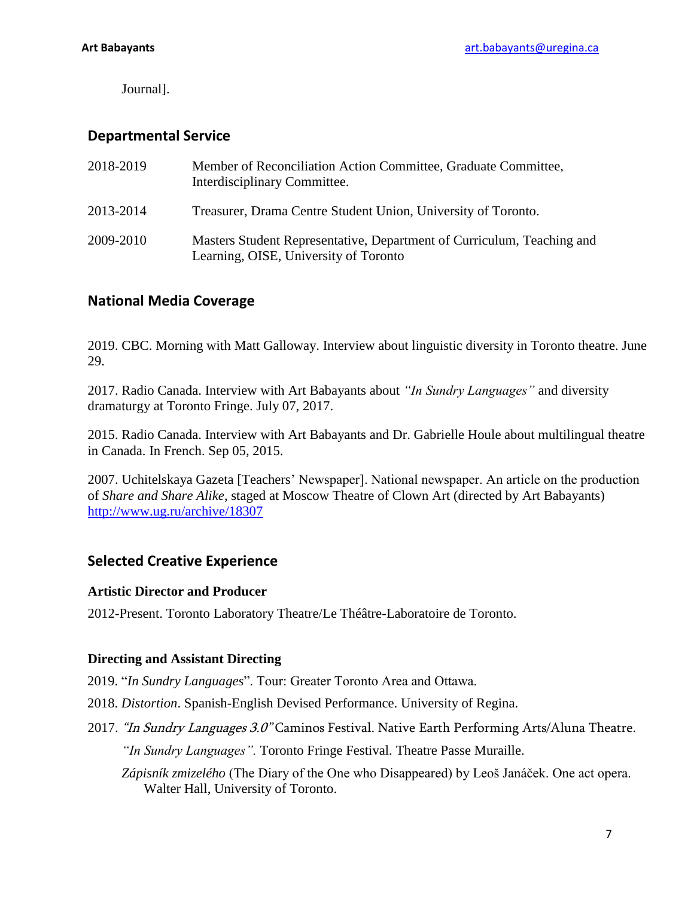Journal].

## Departmental Service

| | |
|---|---|
| 2018-2019 | Member of Reconciliation Action Committee, Graduate Committee, Interdisciplinary Committee. |
| 2013-2014 | Treasurer, Drama Centre Student Union, University of Toronto. |
| 2009-2010 | Masters Student Representative, Department of Curriculum, Teaching and Learning, OISE, University of Toronto |

## National Media Coverage

2019. CBC. Morning with Matt Galloway. Interview about linguistic diversity in Toronto theatre. June 29.

2017. Radio Canada. Interview with Art Babayants about *"In Sundry Languages"* and diversity dramaturgy at Toronto Fringe. July 07, 2017.

2015. Radio Canada. Interview with Art Babayants and Dr. Gabrielle Houle about multilingual theatre in Canada. In French. Sep 05, 2015.

2007. Uchitelskaya Gazeta [Teachers' Newspaper]. National newspaper. An article on the production of *Share and Share Alike*, staged at Moscow Theatre of Clown Art (directed by Art Babayants) http://www.ug.ru/archive/18307

## Selected Creative Experience

**Artistic Director and Producer**

2012-Present. Toronto Laboratory Theatre/Le Théâtre-Laboratoire de Toronto.

**Directing and Assistant Directing**

2019. "*In Sundry Languages*". Tour: Greater Toronto Area and Ottawa.

2018. *Distortion*. Spanish-English Devised Performance. University of Regina.

2017. *"In Sundry Languages 3.0"* Caminos Festival. Native Earth Performing Arts/Aluna Theatre.

*"In Sundry Languages".* Toronto Fringe Festival. Theatre Passe Muraille.

*Zápisník zmizelého* (The Diary of the One who Disappeared) by Leoš Janáček. One act opera. Walter Hall, University of Toronto.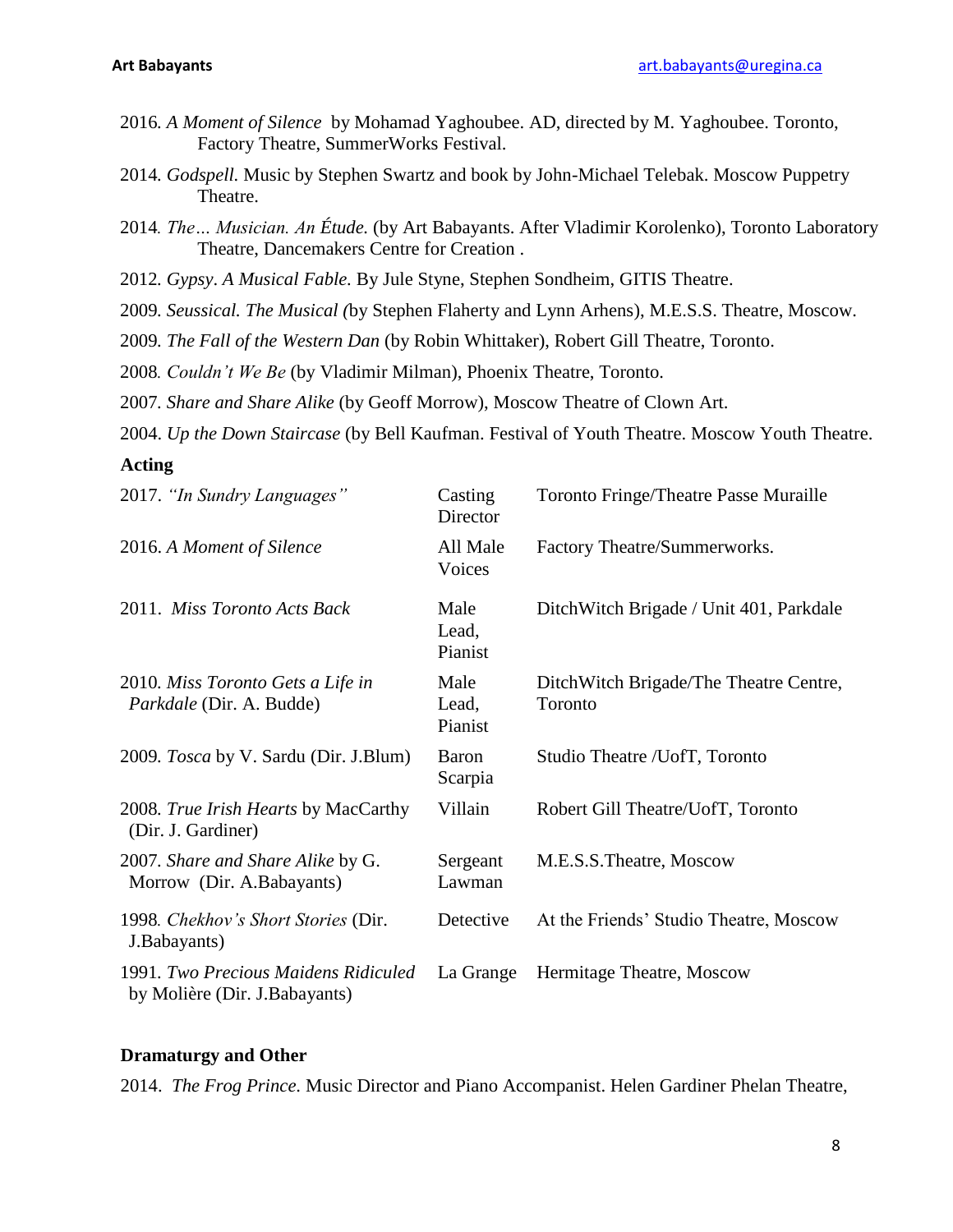2016. *A Moment of Silence* by Mohamad Yaghoubee. AD, directed by M. Yaghoubee. Toronto, Factory Theatre, SummerWorks Festival.

2014. *Godspell.* Music by Stephen Swartz and book by John-Michael Telebak. Moscow Puppetry Theatre.

2014. *The… Musician. An Étude.* (by Art Babayants. After Vladimir Korolenko), Toronto Laboratory Theatre, Dancemakers Centre for Creation .

2012. *Gypsy*. *A Musical Fable.* By Jule Styne, Stephen Sondheim, GITIS Theatre.

2009. *Seussical. The Musical (*by Stephen Flaherty and Lynn Arhens), M.E.S.S. Theatre, Moscow.

2009. *The Fall of the Western Dan* (by Robin Whittaker), Robert Gill Theatre, Toronto.

2008. *Couldn't We Be* (by Vladimir Milman), Phoenix Theatre, Toronto.

2007. *Share and Share Alike* (by Geoff Morrow), Moscow Theatre of Clown Art.

2004. *Up the Down Staircase* (by Bell Kaufman. Festival of Youth Theatre. Moscow Youth Theatre.

**Acting**

| | | |
|---|---|---|
| 2017. *"In Sundry Languages"* | Casting Director | Toronto Fringe/Theatre Passe Muraille |
| 2016. *A Moment of Silence* | All Male Voices | Factory Theatre/Summerworks. |
| 2011. *Miss Toronto Acts Back* | Male Lead, Pianist | DitchWitch Brigade / Unit 401, Parkdale |
| 2010. *Miss Toronto Gets a Life in Parkdale* (Dir. A. Budde) | Male Lead, Pianist | DitchWitch Brigade/The Theatre Centre, Toronto |
| 2009. *Tosca* by V. Sardu (Dir. J.Blum) | Baron Scarpia | Studio Theatre /UofT, Toronto |
| 2008. *True Irish Hearts* by MacCarthy (Dir. J. Gardiner) | Villain | Robert Gill Theatre/UofT, Toronto |
| 2007. *Share and Share Alike* by G. Morrow (Dir. A.Babayants) | Sergeant Lawman | M.E.S.S.Theatre, Moscow |
| 1998. *Chekhov's Short Stories* (Dir. J.Babayants) | Detective | At the Friends' Studio Theatre, Moscow |
| 1991. *Two Precious Maidens Ridiculed* by Molière (Dir. J.Babayants) | La Grange | Hermitage Theatre, Moscow |

**Dramaturgy and Other**

2014. *The Frog Prince.* Music Director and Piano Accompanist. Helen Gardiner Phelan Theatre,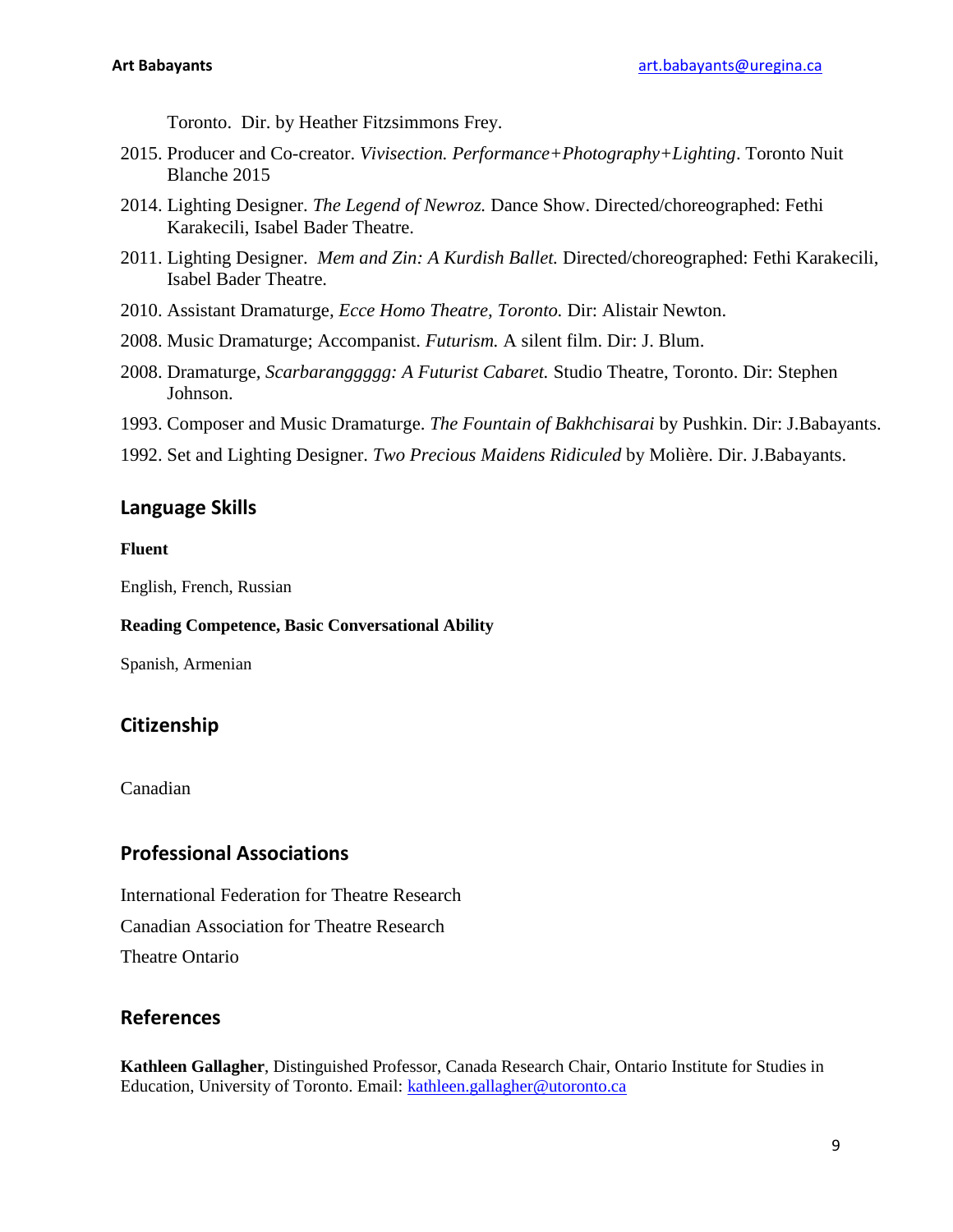Toronto. Dir. by Heather Fitzsimmons Frey.

2015. Producer and Co-creator. *Vivisection. Performance+Photography+Lighting*. Toronto Nuit Blanche 2015

2014. Lighting Designer. *The Legend of Newroz.* Dance Show. Directed/choreographed: Fethi Karakecili, Isabel Bader Theatre.

2011. Lighting Designer. *Mem and Zin: A Kurdish Ballet.* Directed/choreographed: Fethi Karakecili, Isabel Bader Theatre.

2010. Assistant Dramaturge, *Ecce Homo Theatre, Toronto.* Dir: Alistair Newton.

2008. Music Dramaturge; Accompanist. *Futurism.* A silent film. Dir: J. Blum.

2008. Dramaturge, *Scarbarangggggg: A Futurist Cabaret.* Studio Theatre, Toronto. Dir: Stephen Johnson.

1993. Composer and Music Dramaturge. *The Fountain of Bakhchisarai* by Pushkin. Dir: J.Babayants.

1992. Set and Lighting Designer. *Two Precious Maidens Ridiculed* by Molière. Dir. J.Babayants.

## Language Skills

**Fluent**

English, French, Russian

**Reading Competence, Basic Conversational Ability**

Spanish, Armenian

## Citizenship

Canadian

## Professional Associations

International Federation for Theatre Research

Canadian Association for Theatre Research

Theatre Ontario

## References

**Kathleen Gallagher**, Distinguished Professor, Canada Research Chair, Ontario Institute for Studies in Education, University of Toronto. Email: kathleen.gallagher@utoronto.ca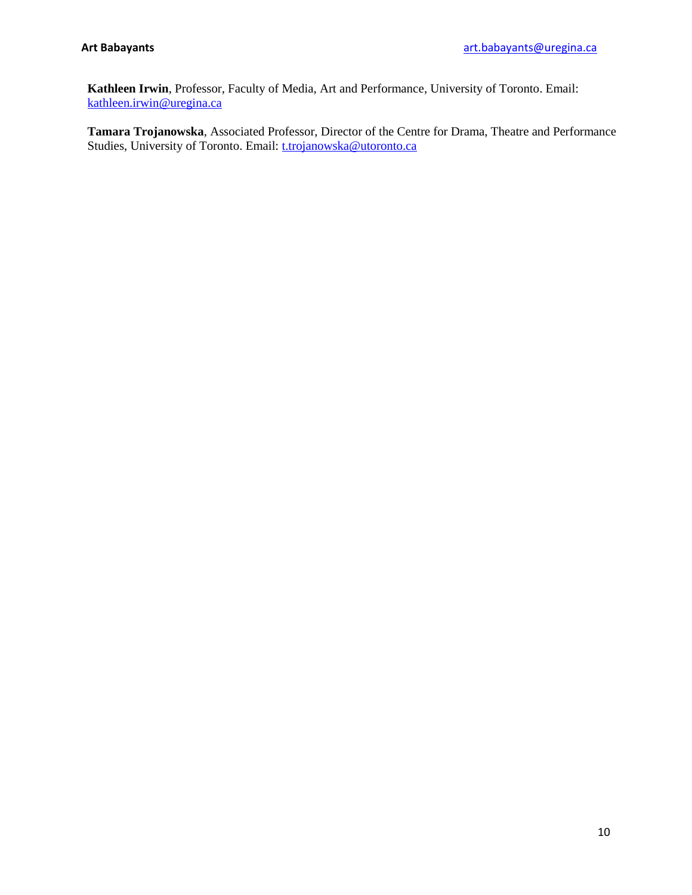**Kathleen Irwin**, Professor, Faculty of Media, Art and Performance, University of Toronto. Email: kathleen.irwin@uregina.ca

**Tamara Trojanowska**, Associated Professor, Director of the Centre for Drama, Theatre and Performance Studies, University of Toronto. Email: t.trojanowska@utoronto.ca